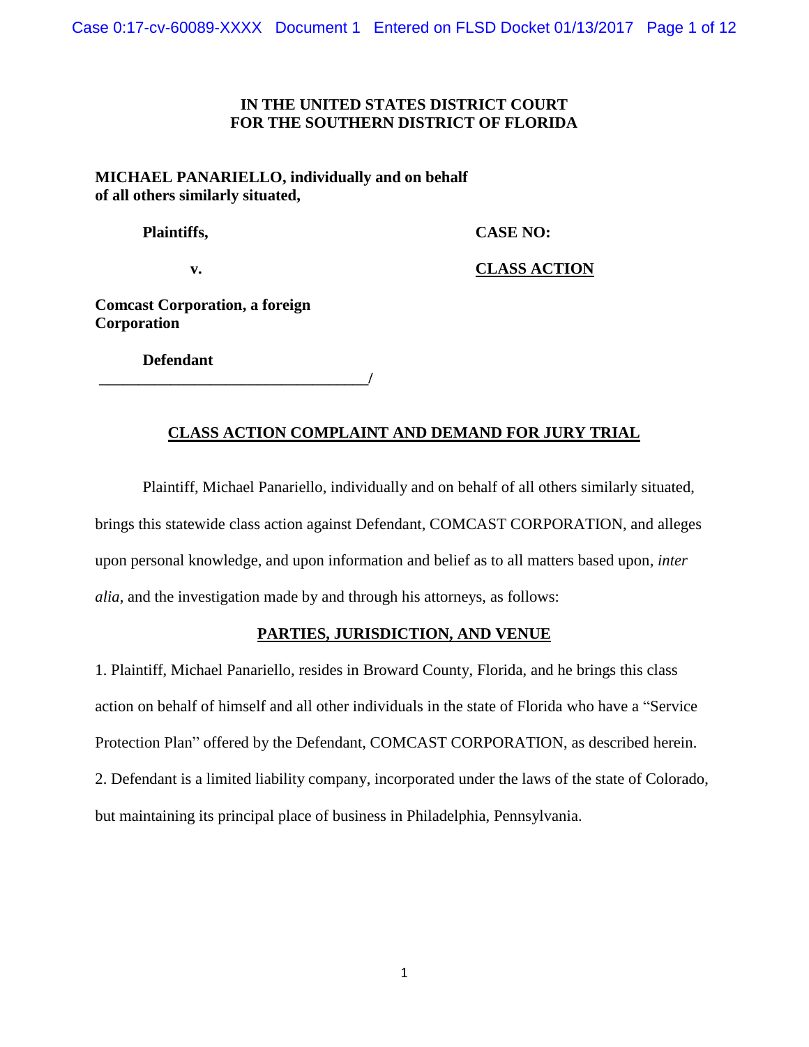**IN THE UNITED STATES DISTRICT COURT**
**FOR THE SOUTHERN DISTRICT OF FLORIDA**

**MICHAEL PANARIELLO, individually and on behalf of all others similarly situated,**

**Plaintiffs,**

**v.**

**Comcast Corporation, a foreign Corporation**

**Defendant**

**CASE NO:**

**CLASS ACTION**

______________________________________/

## CLASS ACTION COMPLAINT AND DEMAND FOR JURY TRIAL

Plaintiff, Michael Panariello, individually and on behalf of all others similarly situated, brings this statewide class action against Defendant, COMCAST CORPORATION, and alleges upon personal knowledge, and upon information and belief as to all matters based upon, *inter alia*, and the investigation made by and through his attorneys, as follows:

## PARTIES, JURISDICTION, AND VENUE

1. Plaintiff, Michael Panariello, resides in Broward County, Florida, and he brings this class action on behalf of himself and all other individuals in the state of Florida who have a "Service Protection Plan" offered by the Defendant, COMCAST CORPORATION, as described herein.

2. Defendant is a limited liability company, incorporated under the laws of the state of Colorado, but maintaining its principal place of business in Philadelphia, Pennsylvania.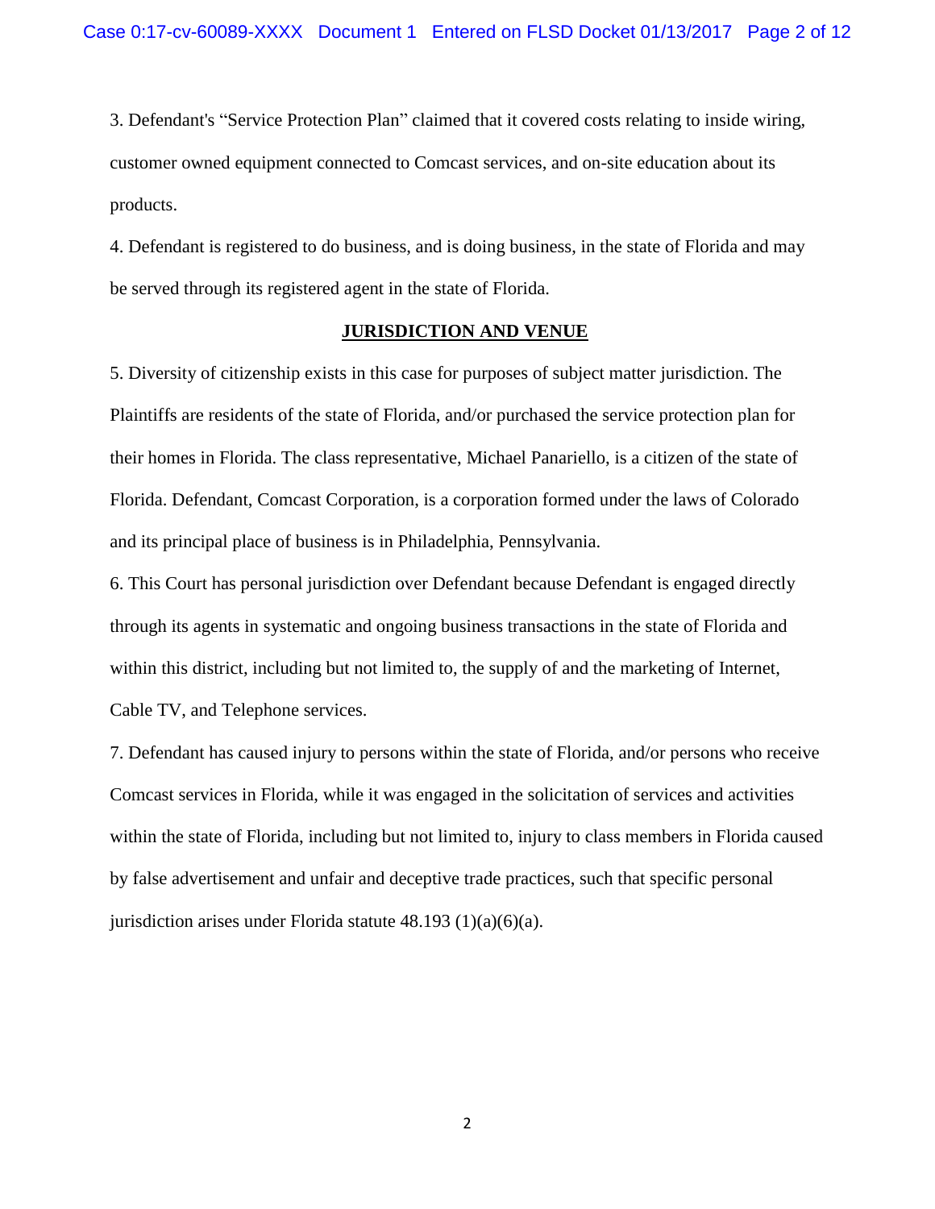3. Defendant's "Service Protection Plan" claimed that it covered costs relating to inside wiring, customer owned equipment connected to Comcast services, and on-site education about its products.

4. Defendant is registered to do business, and is doing business, in the state of Florida and may be served through its registered agent in the state of Florida.

## JURISDICTION AND VENUE

5. Diversity of citizenship exists in this case for purposes of subject matter jurisdiction. The Plaintiffs are residents of the state of Florida, and/or purchased the service protection plan for their homes in Florida. The class representative, Michael Panariello, is a citizen of the state of Florida. Defendant, Comcast Corporation, is a corporation formed under the laws of Colorado and its principal place of business is in Philadelphia, Pennsylvania.

6. This Court has personal jurisdiction over Defendant because Defendant is engaged directly through its agents in systematic and ongoing business transactions in the state of Florida and within this district, including but not limited to, the supply of and the marketing of Internet, Cable TV, and Telephone services.

7. Defendant has caused injury to persons within the state of Florida, and/or persons who receive Comcast services in Florida, while it was engaged in the solicitation of services and activities within the state of Florida, including but not limited to, injury to class members in Florida caused by false advertisement and unfair and deceptive trade practices, such that specific personal jurisdiction arises under Florida statute 48.193 (1)(a)(6)(a).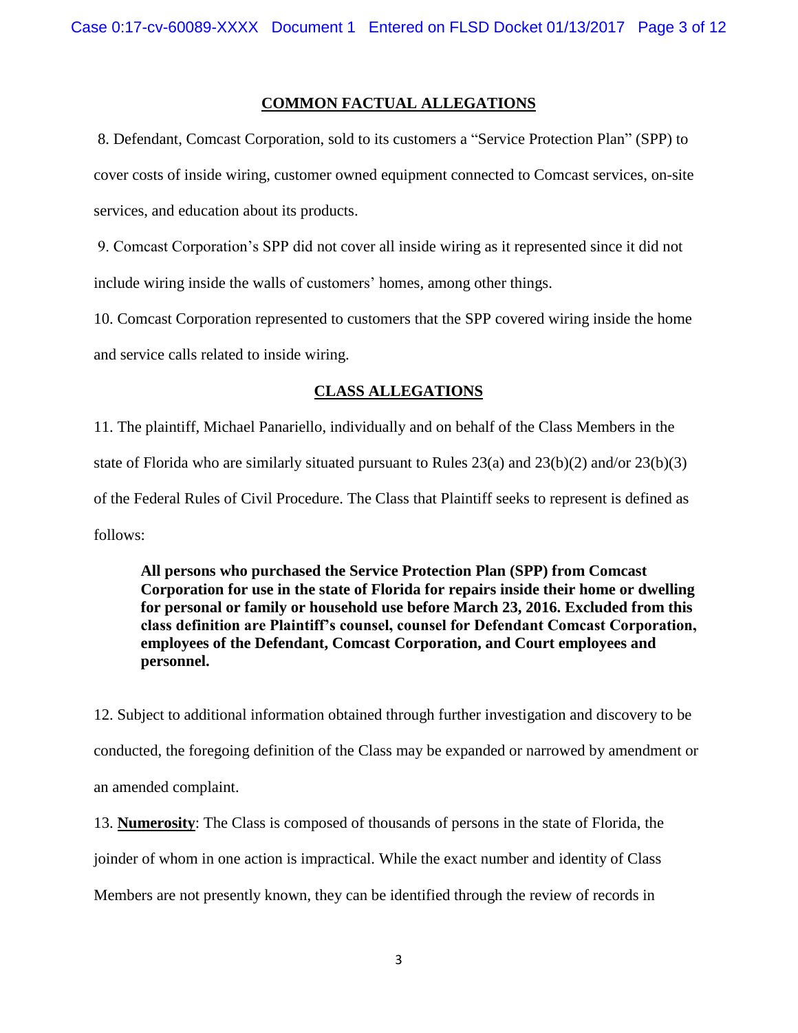## COMMON FACTUAL ALLEGATIONS

8. Defendant, Comcast Corporation, sold to its customers a "Service Protection Plan" (SPP) to cover costs of inside wiring, customer owned equipment connected to Comcast services, on-site services, and education about its products.

9. Comcast Corporation's SPP did not cover all inside wiring as it represented since it did not include wiring inside the walls of customers' homes, among other things.

10. Comcast Corporation represented to customers that the SPP covered wiring inside the home and service calls related to inside wiring.

## CLASS ALLEGATIONS

11. The plaintiff, Michael Panariello, individually and on behalf of the Class Members in the state of Florida who are similarly situated pursuant to Rules 23(a) and 23(b)(2) and/or 23(b)(3) of the Federal Rules of Civil Procedure. The Class that Plaintiff seeks to represent is defined as follows:

> **All persons who purchased the Service Protection Plan (SPP) from Comcast Corporation for use in the state of Florida for repairs inside their home or dwelling for personal or family or household use before March 23, 2016. Excluded from this class definition are Plaintiff's counsel, counsel for Defendant Comcast Corporation, employees of the Defendant, Comcast Corporation, and Court employees and personnel.**

12. Subject to additional information obtained through further investigation and discovery to be conducted, the foregoing definition of the Class may be expanded or narrowed by amendment or an amended complaint.

13. **Numerosity**: The Class is composed of thousands of persons in the state of Florida, the joinder of whom in one action is impractical. While the exact number and identity of Class Members are not presently known, they can be identified through the review of records in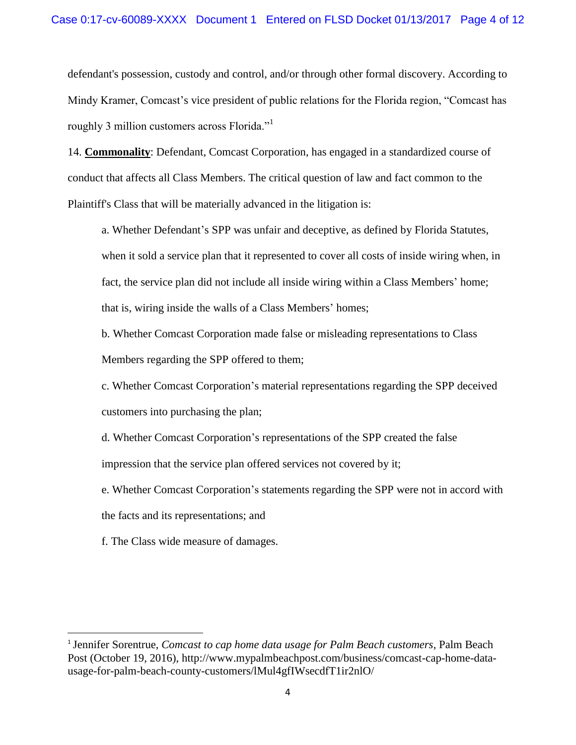defendant's possession, custody and control, and/or through other formal discovery. According to Mindy Kramer, Comcast's vice president of public relations for the Florida region, "Comcast has roughly 3 million customers across Florida."[1]

14. **Commonality**: Defendant, Comcast Corporation, has engaged in a standardized course of conduct that affects all Class Members. The critical question of law and fact common to the Plaintiff's Class that will be materially advanced in the litigation is:

a. Whether Defendant's SPP was unfair and deceptive, as defined by Florida Statutes, when it sold a service plan that it represented to cover all costs of inside wiring when, in fact, the service plan did not include all inside wiring within a Class Members' home; that is, wiring inside the walls of a Class Members' homes;

b. Whether Comcast Corporation made false or misleading representations to Class Members regarding the SPP offered to them;

c. Whether Comcast Corporation's material representations regarding the SPP deceived customers into purchasing the plan;

d. Whether Comcast Corporation's representations of the SPP created the false impression that the service plan offered services not covered by it;

e. Whether Comcast Corporation's statements regarding the SPP were not in accord with the facts and its representations; and

f. The Class wide measure of damages.

---

[1] Jennifer Sorentrue, *Comcast to cap home data usage for Palm Beach customers*, Palm Beach Post (October 19, 2016), http://www.mypalmbeachpost.com/business/comcast-cap-home-data-usage-for-palm-beach-county-customers/lMul4gfIWsecdfT1ir2nlO/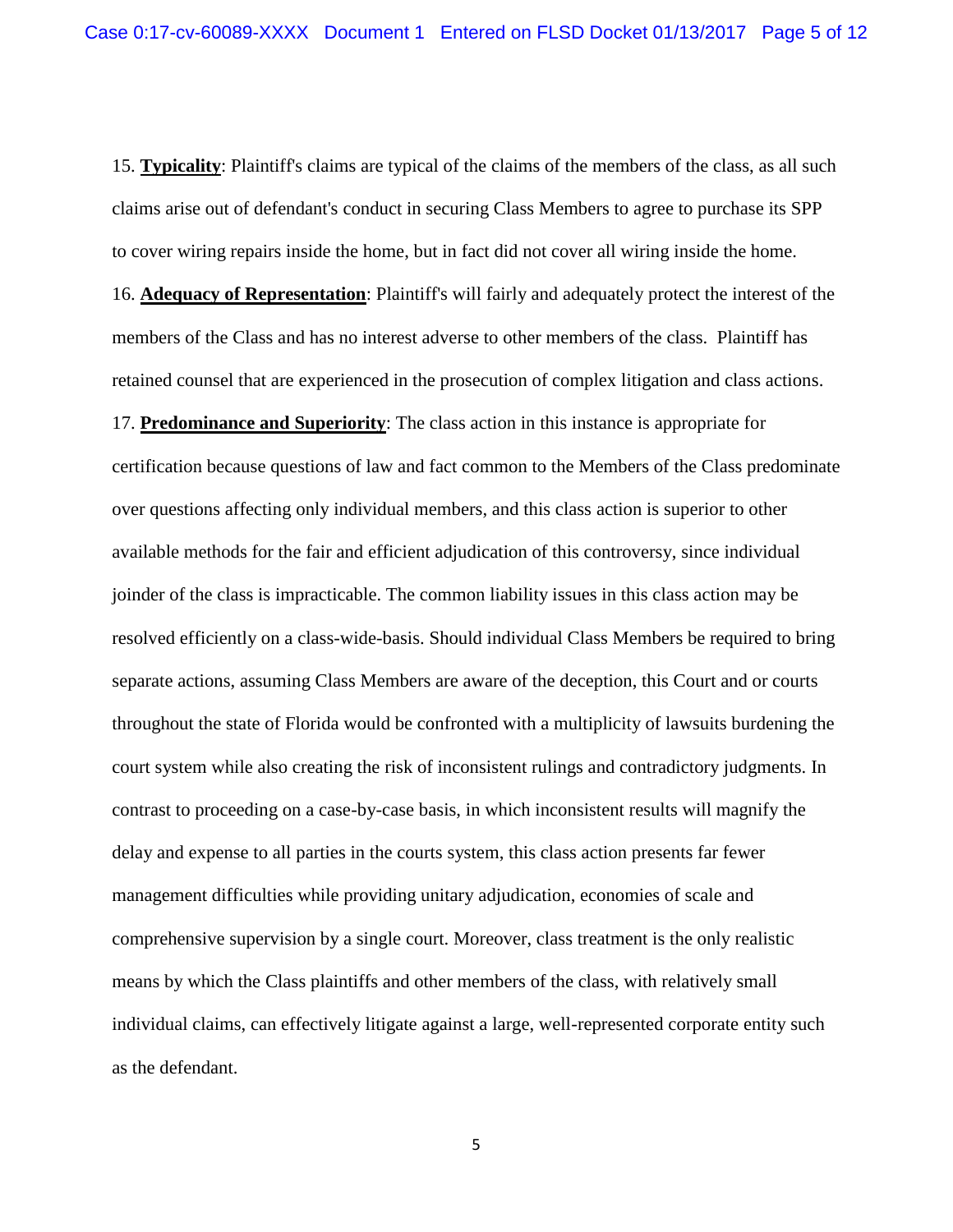15. **Typicality**: Plaintiff's claims are typical of the claims of the members of the class, as all such claims arise out of defendant's conduct in securing Class Members to agree to purchase its SPP to cover wiring repairs inside the home, but in fact did not cover all wiring inside the home.

16. **Adequacy of Representation**: Plaintiff's will fairly and adequately protect the interest of the members of the Class and has no interest adverse to other members of the class. Plaintiff has retained counsel that are experienced in the prosecution of complex litigation and class actions.

17. **Predominance and Superiority**: The class action in this instance is appropriate for certification because questions of law and fact common to the Members of the Class predominate over questions affecting only individual members, and this class action is superior to other available methods for the fair and efficient adjudication of this controversy, since individual joinder of the class is impracticable. The common liability issues in this class action may be resolved efficiently on a class-wide-basis. Should individual Class Members be required to bring separate actions, assuming Class Members are aware of the deception, this Court and or courts throughout the state of Florida would be confronted with a multiplicity of lawsuits burdening the court system while also creating the risk of inconsistent rulings and contradictory judgments. In contrast to proceeding on a case-by-case basis, in which inconsistent results will magnify the delay and expense to all parties in the courts system, this class action presents far fewer management difficulties while providing unitary adjudication, economies of scale and comprehensive supervision by a single court. Moreover, class treatment is the only realistic means by which the Class plaintiffs and other members of the class, with relatively small individual claims, can effectively litigate against a large, well-represented corporate entity such as the defendant.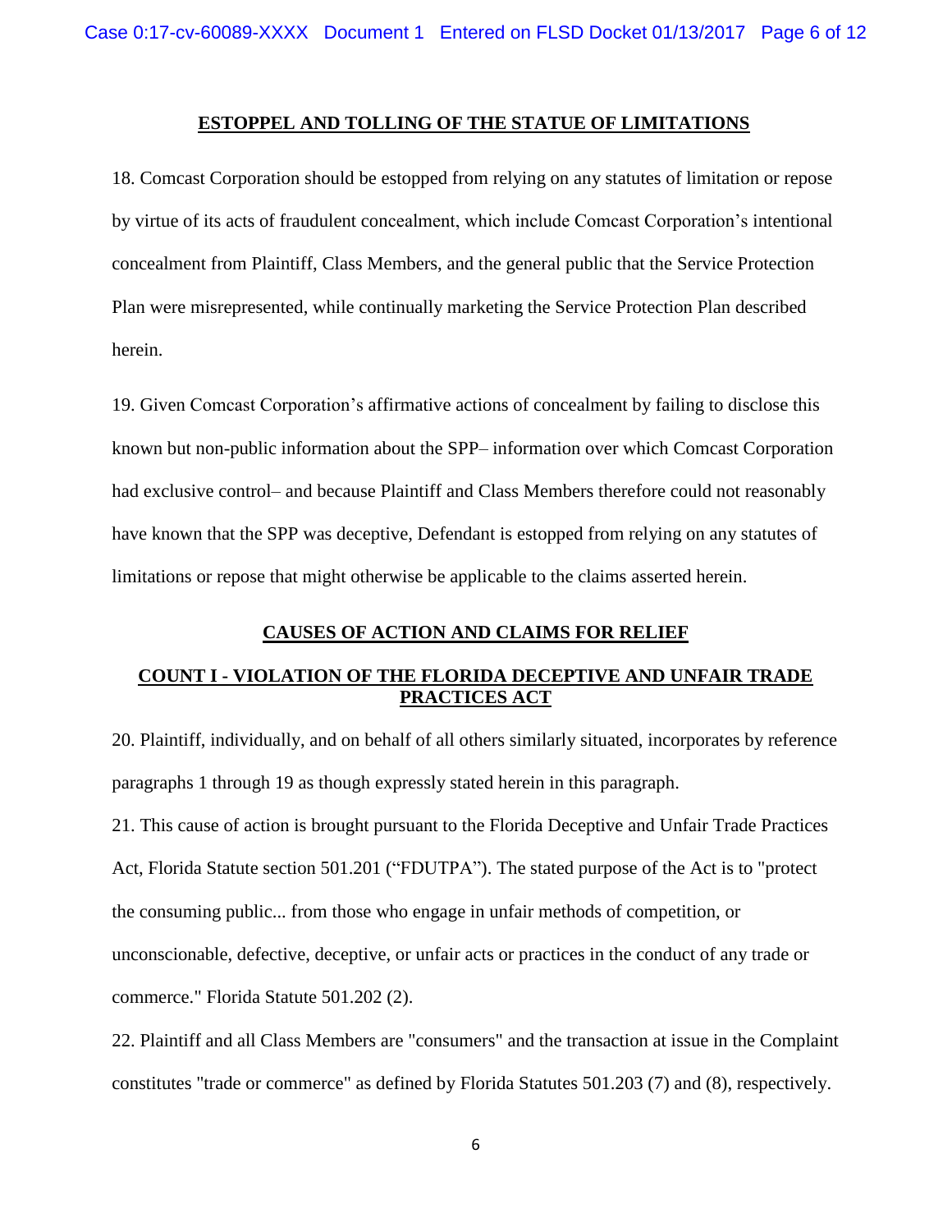## ESTOPPEL AND TOLLING OF THE STATUE OF LIMITATIONS

18. Comcast Corporation should be estopped from relying on any statutes of limitation or repose by virtue of its acts of fraudulent concealment, which include Comcast Corporation's intentional concealment from Plaintiff, Class Members, and the general public that the Service Protection Plan were misrepresented, while continually marketing the Service Protection Plan described herein.

19. Given Comcast Corporation's affirmative actions of concealment by failing to disclose this known but non-public information about the SPP– information over which Comcast Corporation had exclusive control– and because Plaintiff and Class Members therefore could not reasonably have known that the SPP was deceptive, Defendant is estopped from relying on any statutes of limitations or repose that might otherwise be applicable to the claims asserted herein.

## CAUSES OF ACTION AND CLAIMS FOR RELIEF

### COUNT I - VIOLATION OF THE FLORIDA DECEPTIVE AND UNFAIR TRADE PRACTICES ACT

20. Plaintiff, individually, and on behalf of all others similarly situated, incorporates by reference paragraphs 1 through 19 as though expressly stated herein in this paragraph.

21. This cause of action is brought pursuant to the Florida Deceptive and Unfair Trade Practices Act, Florida Statute section 501.201 ("FDUTPA"). The stated purpose of the Act is to "protect the consuming public... from those who engage in unfair methods of competition, or unconscionable, defective, deceptive, or unfair acts or practices in the conduct of any trade or commerce." Florida Statute 501.202 (2).

22. Plaintiff and all Class Members are "consumers" and the transaction at issue in the Complaint constitutes "trade or commerce" as defined by Florida Statutes 501.203 (7) and (8), respectively.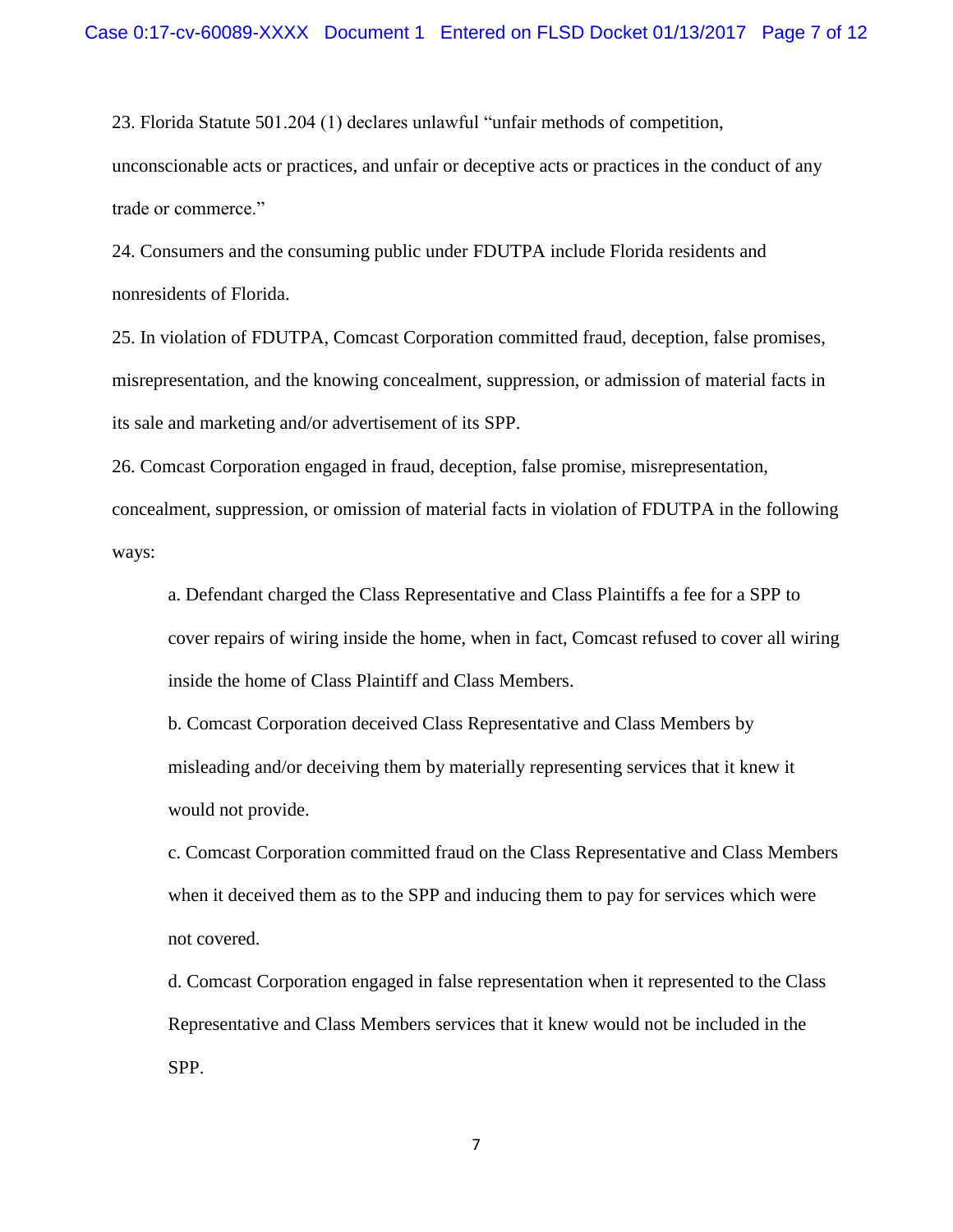23. Florida Statute 501.204 (1) declares unlawful "unfair methods of competition, unconscionable acts or practices, and unfair or deceptive acts or practices in the conduct of any trade or commerce."

24. Consumers and the consuming public under FDUTPA include Florida residents and nonresidents of Florida.

25. In violation of FDUTPA, Comcast Corporation committed fraud, deception, false promises, misrepresentation, and the knowing concealment, suppression, or admission of material facts in its sale and marketing and/or advertisement of its SPP.

26. Comcast Corporation engaged in fraud, deception, false promise, misrepresentation, concealment, suppression, or omission of material facts in violation of FDUTPA in the following ways:

> a. Defendant charged the Class Representative and Class Plaintiffs a fee for a SPP to cover repairs of wiring inside the home, when in fact, Comcast refused to cover all wiring inside the home of Class Plaintiff and Class Members.
>
> b. Comcast Corporation deceived Class Representative and Class Members by misleading and/or deceiving them by materially representing services that it knew it would not provide.
>
> c. Comcast Corporation committed fraud on the Class Representative and Class Members when it deceived them as to the SPP and inducing them to pay for services which were not covered.
>
> d. Comcast Corporation engaged in false representation when it represented to the Class Representative and Class Members services that it knew would not be included in the SPP.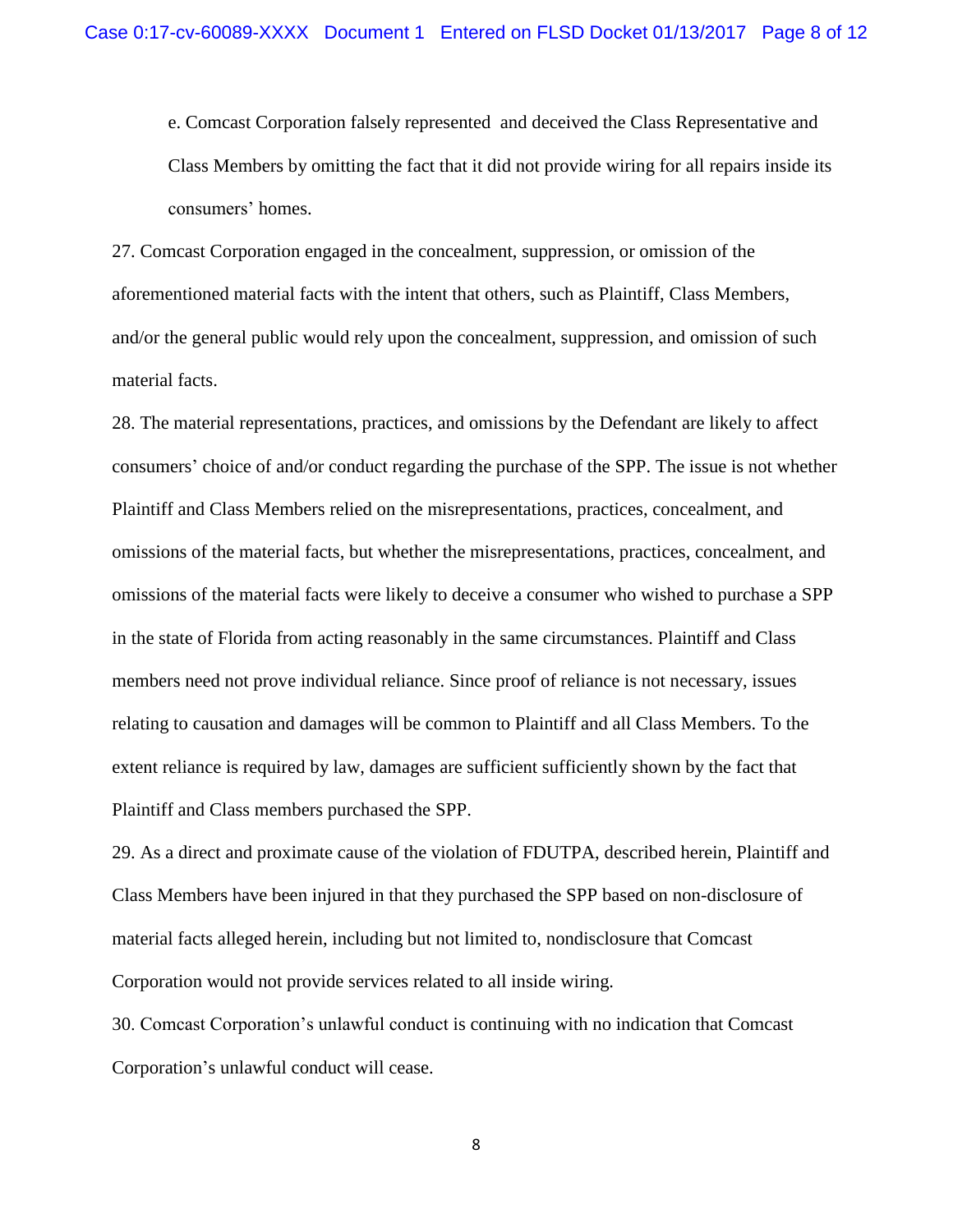e. Comcast Corporation falsely represented and deceived the Class Representative and Class Members by omitting the fact that it did not provide wiring for all repairs inside its consumers' homes.

27. Comcast Corporation engaged in the concealment, suppression, or omission of the aforementioned material facts with the intent that others, such as Plaintiff, Class Members, and/or the general public would rely upon the concealment, suppression, and omission of such material facts.

28. The material representations, practices, and omissions by the Defendant are likely to affect consumers' choice of and/or conduct regarding the purchase of the SPP. The issue is not whether Plaintiff and Class Members relied on the misrepresentations, practices, concealment, and omissions of the material facts, but whether the misrepresentations, practices, concealment, and omissions of the material facts were likely to deceive a consumer who wished to purchase a SPP in the state of Florida from acting reasonably in the same circumstances. Plaintiff and Class members need not prove individual reliance. Since proof of reliance is not necessary, issues relating to causation and damages will be common to Plaintiff and all Class Members. To the extent reliance is required by law, damages are sufficient sufficiently shown by the fact that Plaintiff and Class members purchased the SPP.

29. As a direct and proximate cause of the violation of FDUTPA, described herein, Plaintiff and Class Members have been injured in that they purchased the SPP based on non-disclosure of material facts alleged herein, including but not limited to, nondisclosure that Comcast Corporation would not provide services related to all inside wiring.

30. Comcast Corporation's unlawful conduct is continuing with no indication that Comcast Corporation's unlawful conduct will cease.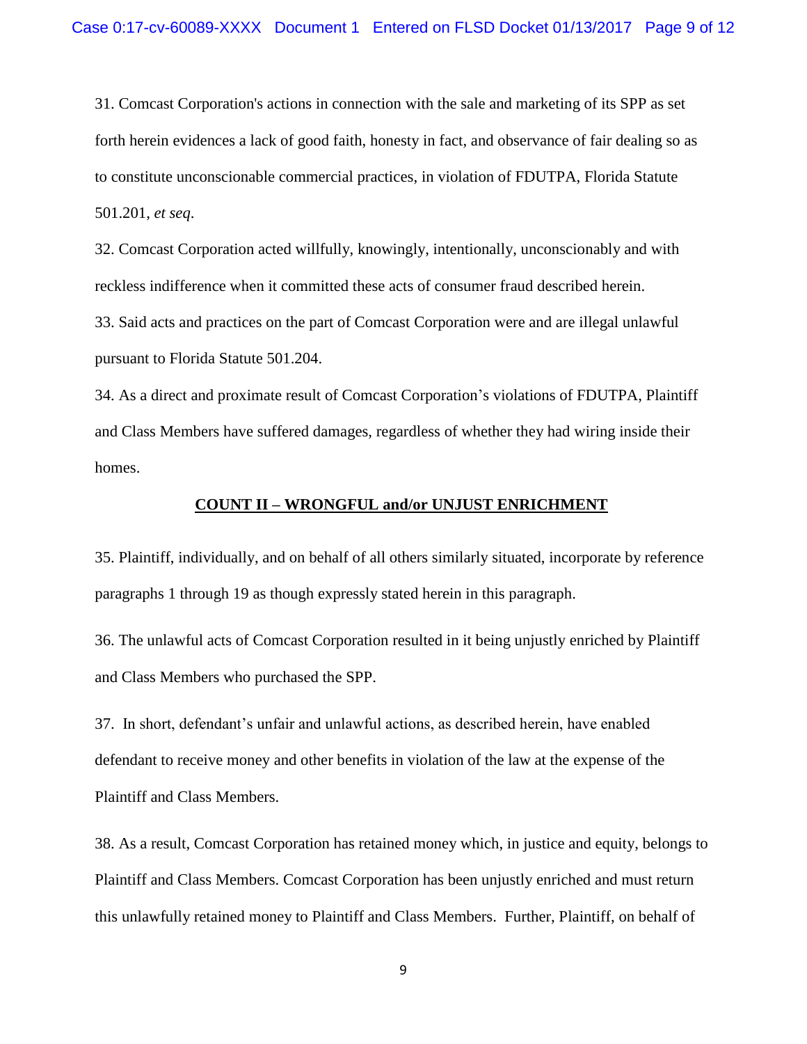31. Comcast Corporation's actions in connection with the sale and marketing of its SPP as set forth herein evidences a lack of good faith, honesty in fact, and observance of fair dealing so as to constitute unconscionable commercial practices, in violation of FDUTPA, Florida Statute 501.201, *et seq*.

32. Comcast Corporation acted willfully, knowingly, intentionally, unconscionably and with reckless indifference when it committed these acts of consumer fraud described herein.

33. Said acts and practices on the part of Comcast Corporation were and are illegal unlawful pursuant to Florida Statute 501.204.

34. As a direct and proximate result of Comcast Corporation's violations of FDUTPA, Plaintiff and Class Members have suffered damages, regardless of whether they had wiring inside their homes.

## COUNT II – WRONGFUL and/or UNJUST ENRICHMENT

35. Plaintiff, individually, and on behalf of all others similarly situated, incorporate by reference paragraphs 1 through 19 as though expressly stated herein in this paragraph.

36. The unlawful acts of Comcast Corporation resulted in it being unjustly enriched by Plaintiff and Class Members who purchased the SPP.

37. In short, defendant's unfair and unlawful actions, as described herein, have enabled defendant to receive money and other benefits in violation of the law at the expense of the Plaintiff and Class Members.

38. As a result, Comcast Corporation has retained money which, in justice and equity, belongs to Plaintiff and Class Members. Comcast Corporation has been unjustly enriched and must return this unlawfully retained money to Plaintiff and Class Members. Further, Plaintiff, on behalf of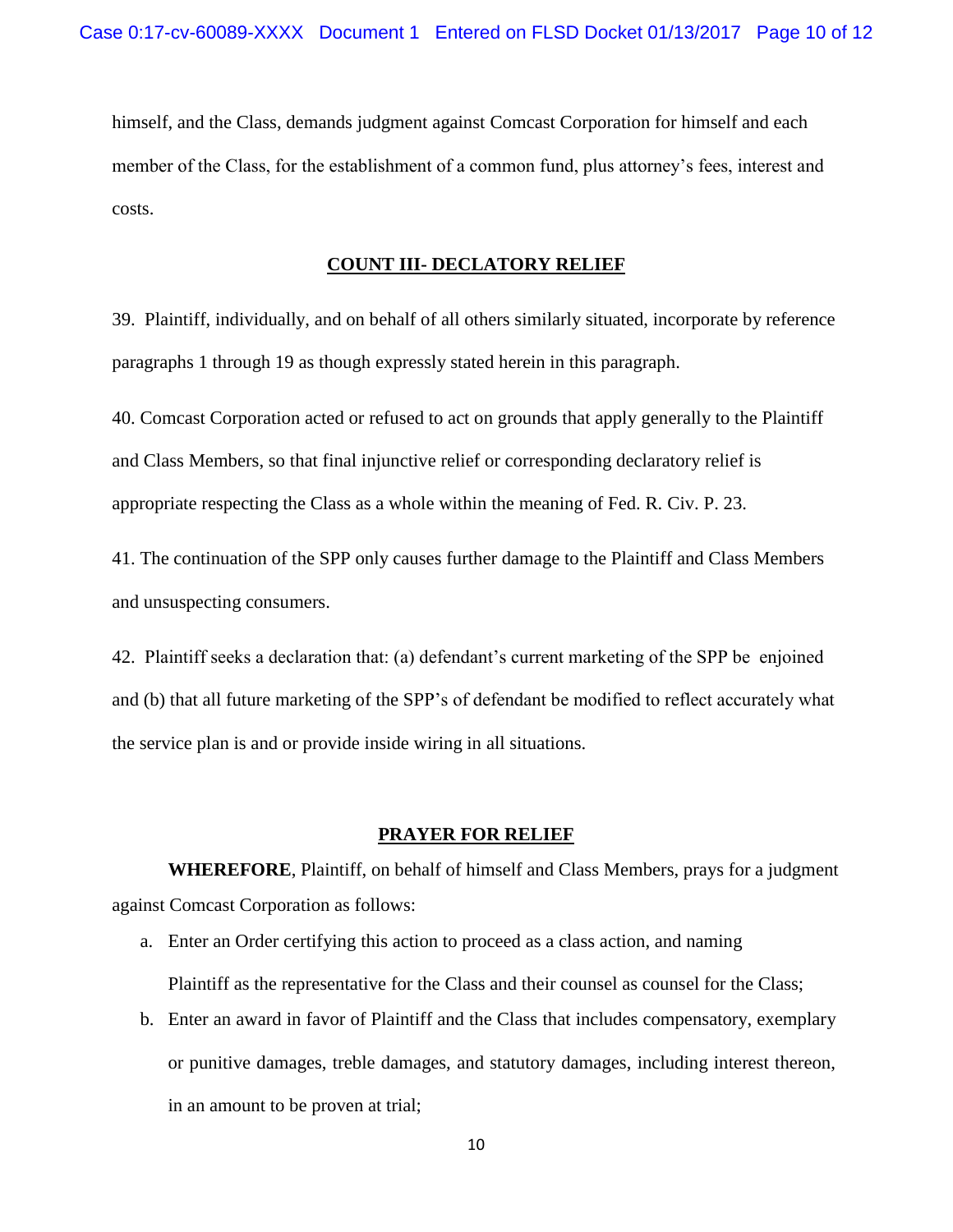himself, and the Class, demands judgment against Comcast Corporation for himself and each member of the Class, for the establishment of a common fund, plus attorney's fees, interest and costs.

## COUNT III- DECLARATORY RELIEF

39. Plaintiff, individually, and on behalf of all others similarly situated, incorporate by reference paragraphs 1 through 19 as though expressly stated herein in this paragraph.

40. Comcast Corporation acted or refused to act on grounds that apply generally to the Plaintiff and Class Members, so that final injunctive relief or corresponding declaratory relief is appropriate respecting the Class as a whole within the meaning of Fed. R. Civ. P. 23.

41. The continuation of the SPP only causes further damage to the Plaintiff and Class Members and unsuspecting consumers.

42. Plaintiff seeks a declaration that: (a) defendant's current marketing of the SPP be enjoined and (b) that all future marketing of the SPP's of defendant be modified to reflect accurately what the service plan is and or provide inside wiring in all situations.

## PRAYER FOR RELIEF

**WHEREFORE**, Plaintiff, on behalf of himself and Class Members, prays for a judgment against Comcast Corporation as follows:

a. Enter an Order certifying this action to proceed as a class action, and naming Plaintiff as the representative for the Class and their counsel as counsel for the Class;

b. Enter an award in favor of Plaintiff and the Class that includes compensatory, exemplary or punitive damages, treble damages, and statutory damages, including interest thereon, in an amount to be proven at trial;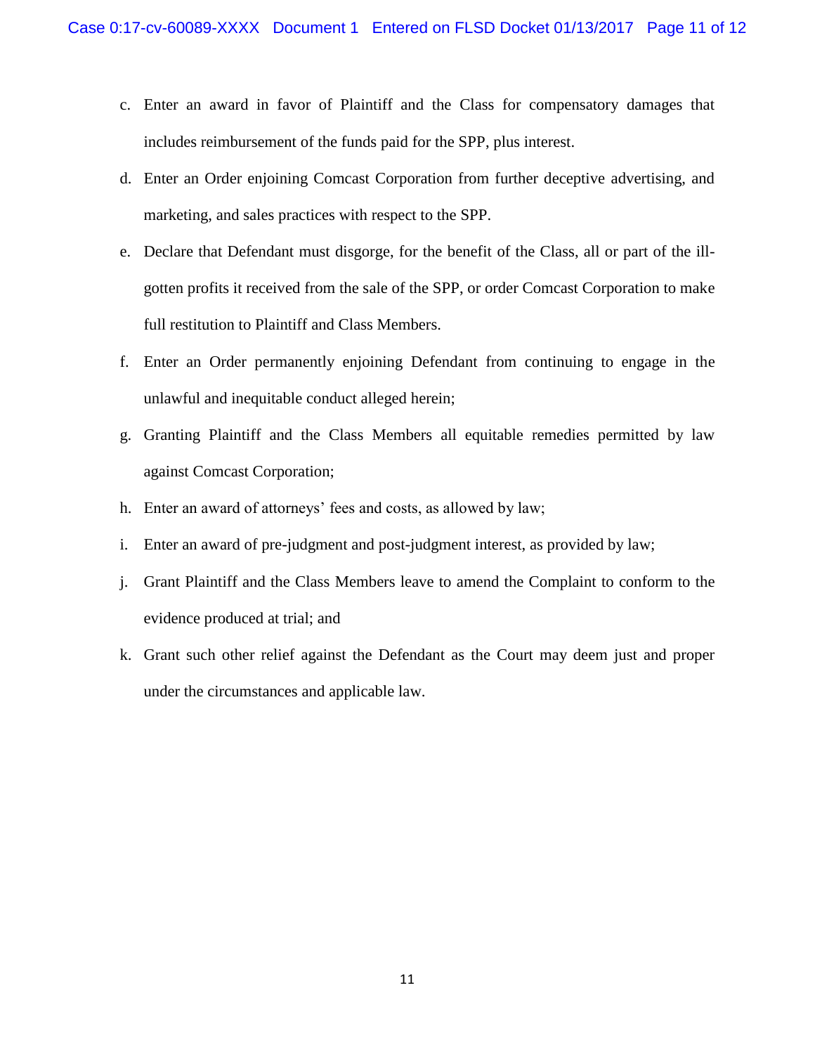c. Enter an award in favor of Plaintiff and the Class for compensatory damages that includes reimbursement of the funds paid for the SPP, plus interest.

d. Enter an Order enjoining Comcast Corporation from further deceptive advertising, and marketing, and sales practices with respect to the SPP.

e. Declare that Defendant must disgorge, for the benefit of the Class, all or part of the ill-gotten profits it received from the sale of the SPP, or order Comcast Corporation to make full restitution to Plaintiff and Class Members.

f. Enter an Order permanently enjoining Defendant from continuing to engage in the unlawful and inequitable conduct alleged herein;

g. Granting Plaintiff and the Class Members all equitable remedies permitted by law against Comcast Corporation;

h. Enter an award of attorneys' fees and costs, as allowed by law;

i. Enter an award of pre-judgment and post-judgment interest, as provided by law;

j. Grant Plaintiff and the Class Members leave to amend the Complaint to conform to the evidence produced at trial; and

k. Grant such other relief against the Defendant as the Court may deem just and proper under the circumstances and applicable law.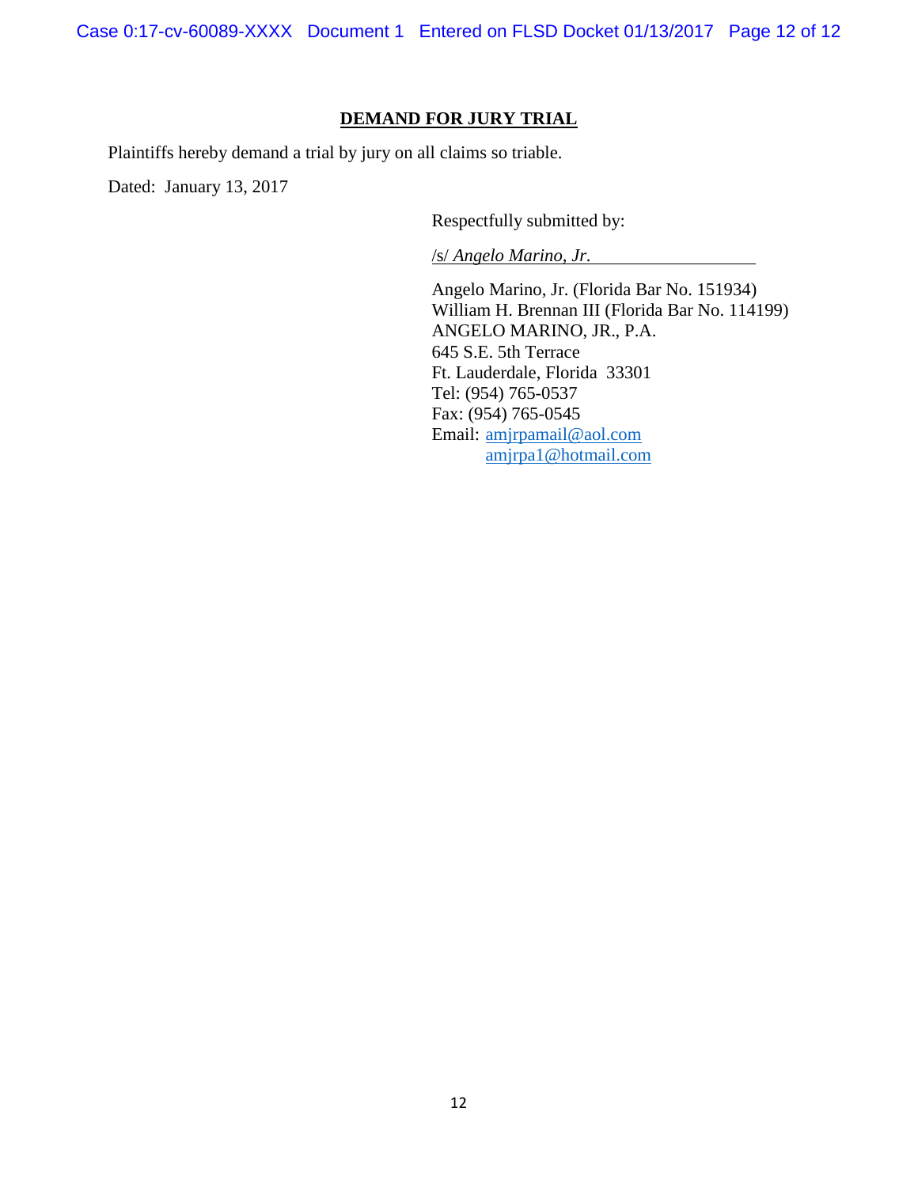## DEMAND FOR JURY TRIAL

Plaintiffs hereby demand a trial by jury on all claims so triable.

Dated: January 13, 2017

Respectfully submitted by:

/s/ *Angelo Marino, Jr.*

Angelo Marino, Jr. (Florida Bar No. 151934)
William H. Brennan III (Florida Bar No. 114199)
ANGELO MARINO, JR., P.A.
645 S.E. 5th Terrace
Ft. Lauderdale, Florida 33301
Tel: (954) 765-0537
Fax: (954) 765-0545
Email: amjrpamail@aol.com
amjrpa1@hotmail.com